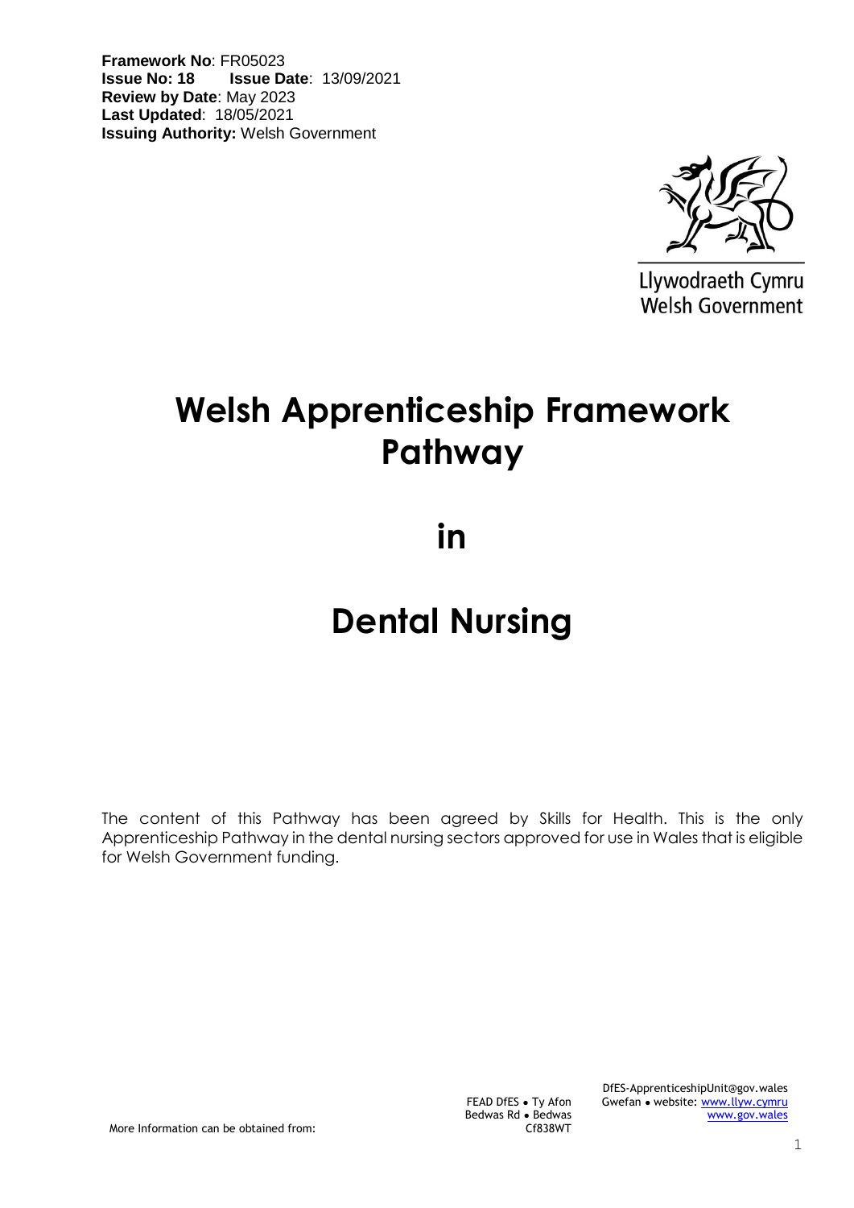**Framework No**: FR05023
**Issue No: 18** **Issue Date**: 13/09/2021
**Review by Date**: May 2023
**Last Updated**: 18/05/2021
**Issuing Authority:** Welsh Government

Llywodraeth Cymru
Welsh Government

# Welsh Apprenticeship Framework Pathway

# in

# Dental Nursing

The content of this Pathway has been agreed by Skills for Health. This is the only Apprenticeship Pathway in the dental nursing sectors approved for use in Wales that is eligible for Welsh Government funding.

More Information can be obtained from:

FEAD DfES • Ty Afon
Bedwas Rd • Bedwas
Cf838WT

DfES-ApprenticeshipUnit@gov.wales
Gwefan • website: www.llyw.cymru
www.gov.wales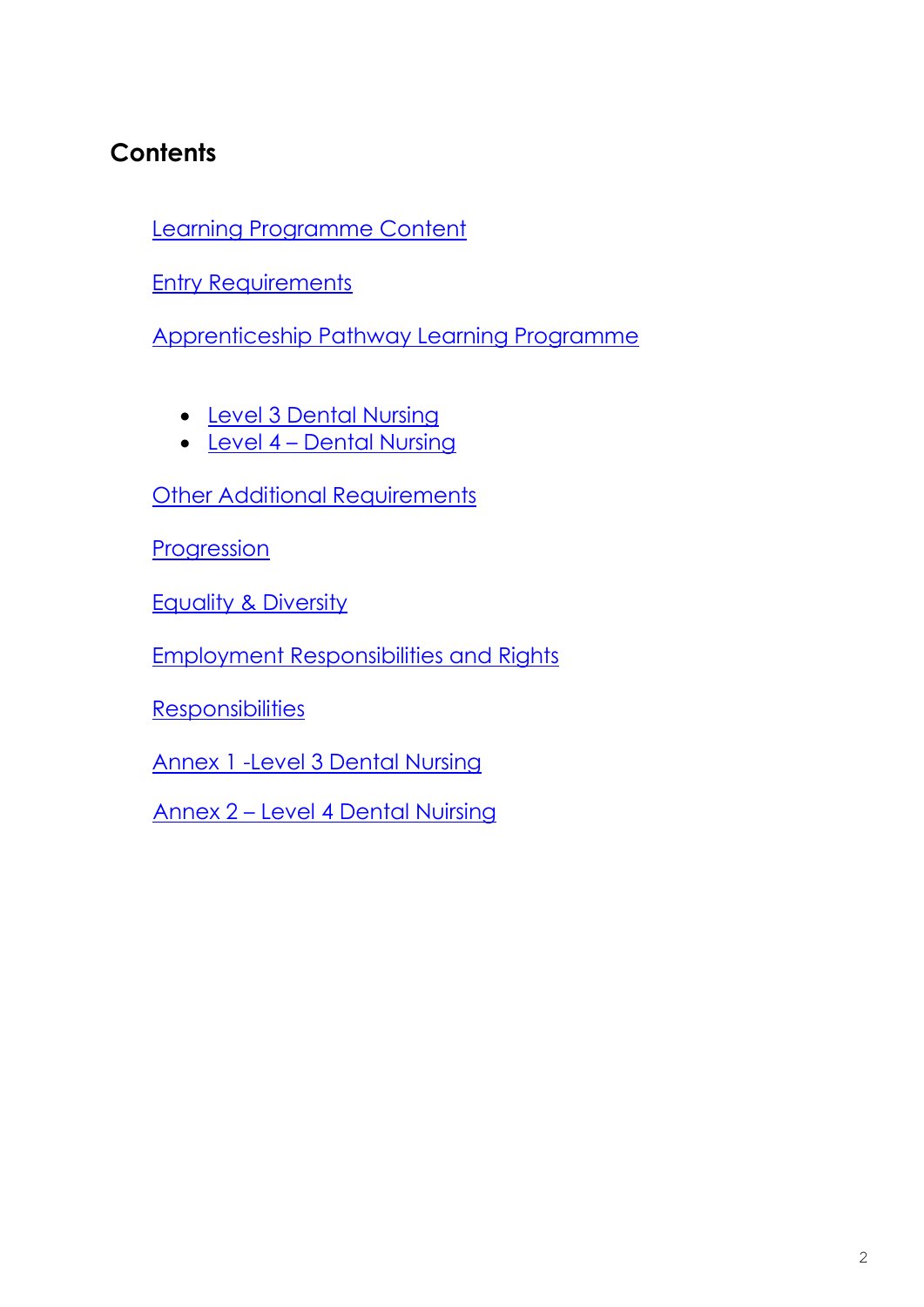## Contents

Learning Programme Content

Entry Requirements

Apprenticeship Pathway Learning Programme

- Level 3 Dental Nursing
- Level 4 – Dental Nursing

Other Additional Requirements

Progression

Equality & Diversity

Employment Responsibilities and Rights

Responsibilities

Annex 1 -Level 3 Dental Nursing

Annex 2 – Level 4 Dental Nuirsing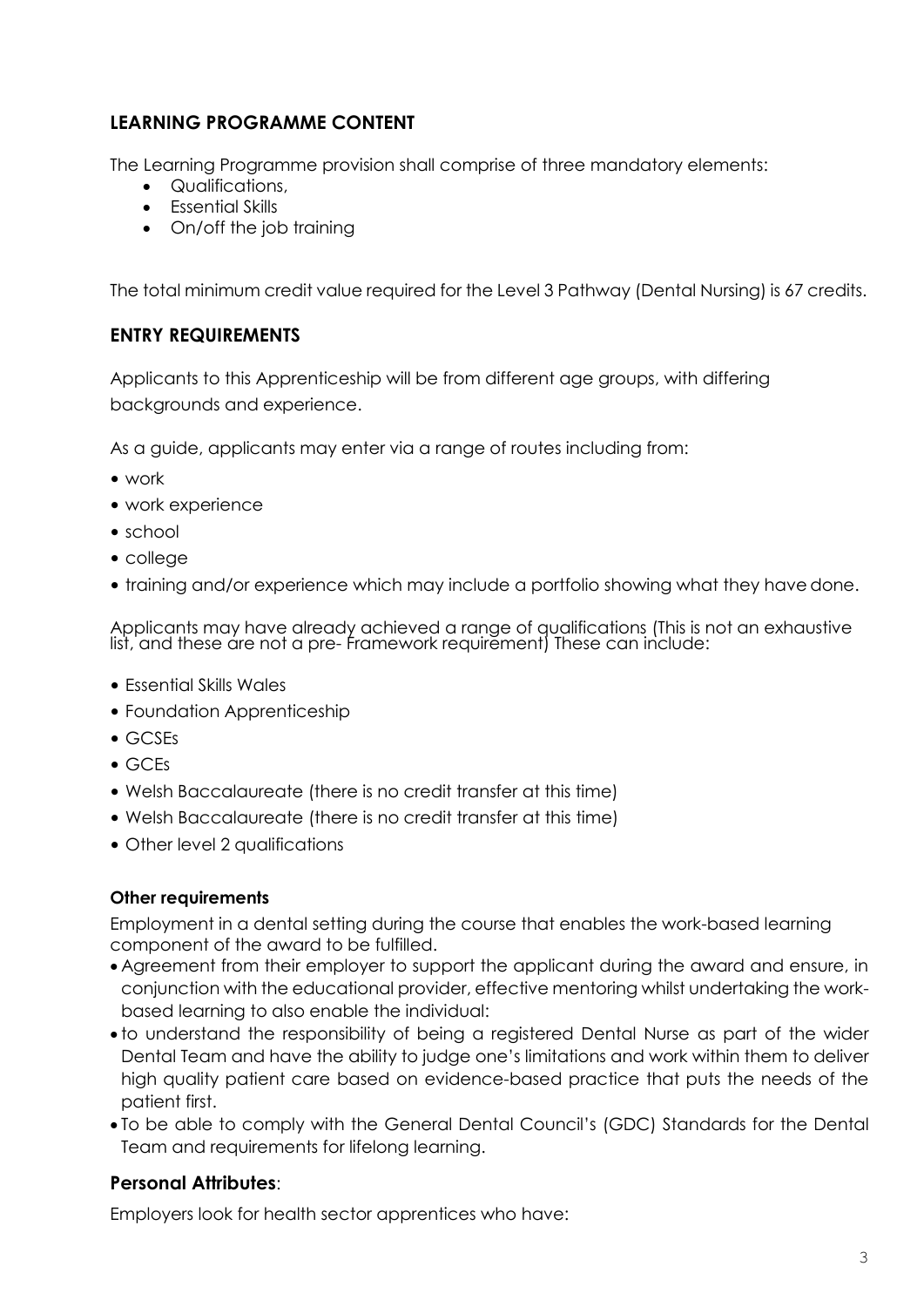## LEARNING PROGRAMME CONTENT

The Learning Programme provision shall comprise of three mandatory elements:

- Qualifications,
- Essential Skills
- On/off the job training

The total minimum credit value required for the Level 3 Pathway (Dental Nursing) is 67 credits.

## ENTRY REQUIREMENTS

Applicants to this Apprenticeship will be from different age groups, with differing backgrounds and experience.

As a guide, applicants may enter via a range of routes including from:

- work
- work experience
- school
- college
- training and/or experience which may include a portfolio showing what they have done.

Applicants may have already achieved a range of qualifications (This is not an exhaustive list, and these are not a pre- Framework requirement) These can include:

- Essential Skills Wales
- Foundation Apprenticeship
- GCSEs
- GCEs
- Welsh Baccalaureate (there is no credit transfer at this time)
- Welsh Baccalaureate (there is no credit transfer at this time)
- Other level 2 qualifications

### Other requirements

Employment in a dental setting during the course that enables the work-based learning component of the award to be fulfilled.

- Agreement from their employer to support the applicant during the award and ensure, in conjunction with the educational provider, effective mentoring whilst undertaking the work-based learning to also enable the individual:
- to understand the responsibility of being a registered Dental Nurse as part of the wider Dental Team and have the ability to judge one's limitations and work within them to deliver high quality patient care based on evidence-based practice that puts the needs of the patient first.
- To be able to comply with the General Dental Council's (GDC) Standards for the Dental Team and requirements for lifelong learning.

### Personal Attributes:

Employers look for health sector apprentices who have: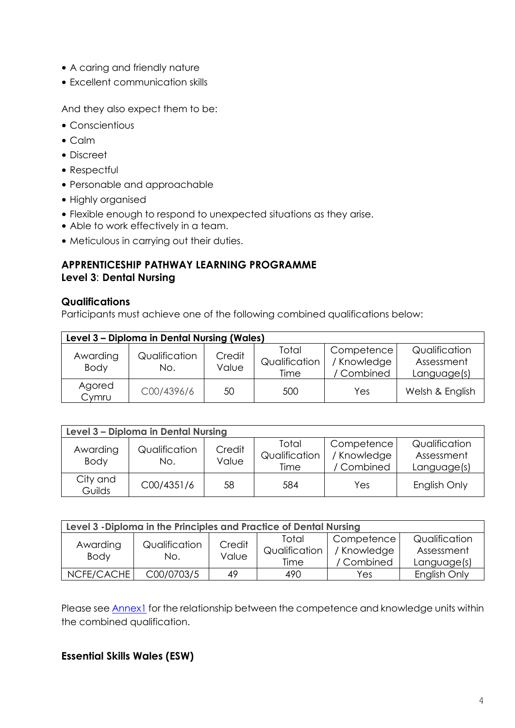- A caring and friendly nature
- Excellent communication skills

And they also expect them to be:

- Conscientious
- Calm
- Discreet
- Respectful
- Personable and approachable
- Highly organised
- Flexible enough to respond to unexpected situations as they arise.
- Able to work effectively in a team.
- Meticulous in carrying out their duties.

## APPRENTICESHIP PATHWAY LEARNING PROGRAMME
## Level 3: Dental Nursing

### Qualifications

Participants must achieve one of the following combined qualifications below:

| **Level 3 – Diploma in Dental Nursing (Wales)** | | | | | |
|---|---|---|---|---|---|
| Awarding Body | Qualification No. | Credit Value | Total Qualification Time | Competence / Knowledge / Combined | Qualification Assessment Language(s) |
| Agored Cymru | C00/4396/6 | 50 | 500 | Yes | Welsh & English |

| **Level 3 – Diploma in Dental Nursing** | | | | | |
|---|---|---|---|---|---|
| Awarding Body | Qualification No. | Credit Value | Total Qualification Time | Competence / Knowledge / Combined | Qualification Assessment Language(s) |
| City and Guilds | C00/4351/6 | 58 | 584 | Yes | English Only |

| **Level 3 -Diploma in the Principles and Practice of Dental Nursing** | | | | | |
|---|---|---|---|---|---|
| Awarding Body | Qualification No. | Credit Value | Total Qualification Time | Competence / Knowledge / Combined | Qualification Assessment Language(s) |
| NCFE/CACHE | C00/0703/5 | 49 | 490 | Yes | English Only |

Please see Annex1 for the relationship between the competence and knowledge units within the combined qualification.

### Essential Skills Wales (ESW)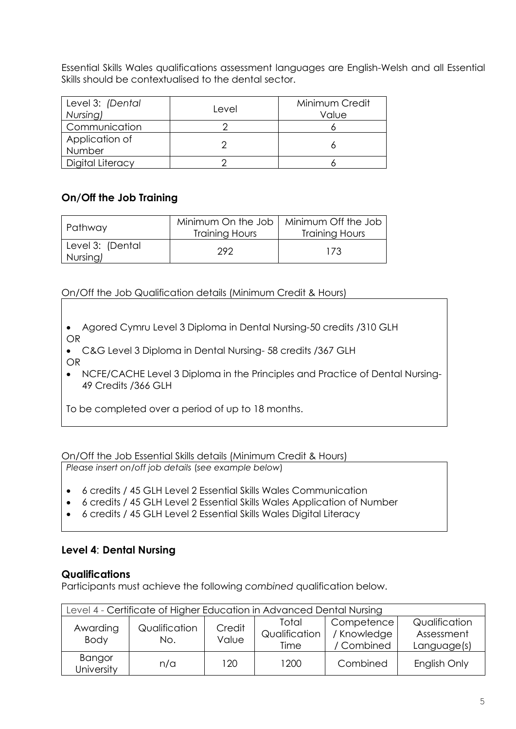Essential Skills Wales qualifications assessment languages are English-Welsh and all Essential Skills should be contextualised to the dental sector.

| Level 3: *(Dental Nursing)* | Level | Minimum Credit Value |
|---|---|---|
| Communication | 2 | 6 |
| Application of Number | 2 | 6 |
| Digital Literacy | 2 | 6 |

### On/Off the Job Training

| Pathway | Minimum On the Job Training Hours | Minimum Off the Job Training Hours |
|---|---|---|
| Level 3: (Dental Nursing*)* | 292 | 173 |

On/Off the Job Qualification details (Minimum Credit & Hours)

- Agored Cymru Level 3 Diploma in Dental Nursing-50 credits /310 GLH

OR

- C&G Level 3 Diploma in Dental Nursing- 58 credits /367 GLH

OR

- NCFE/CACHE Level 3 Diploma in the Principles and Practice of Dental Nursing- 49 Credits /366 GLH

To be completed over a period of up to 18 months.

On/Off the Job Essential Skills details (Minimum Credit & Hours)

*Please insert on/off job details (see example below)*

- 6 credits / 45 GLH Level 2 Essential Skills Wales Communication
- 6 credits / 45 GLH Level 2 Essential Skills Wales Application of Number
- 6 credits / 45 GLH Level 2 Essential Skills Wales Digital Literacy

### Level 4: Dental Nursing

### Qualifications

Participants must achieve the following *combined* qualification below.

| Level 4 - Certificate of Higher Education in Advanced Dental Nursing | | | | | |
|---|---|---|---|---|---|
| Awarding Body | Qualification No. | Credit Value | Total Qualification Time | Competence / Knowledge / Combined | Qualification Assessment Language(s) |
| Bangor University | n/a | 120 | 1200 | Combined | English Only |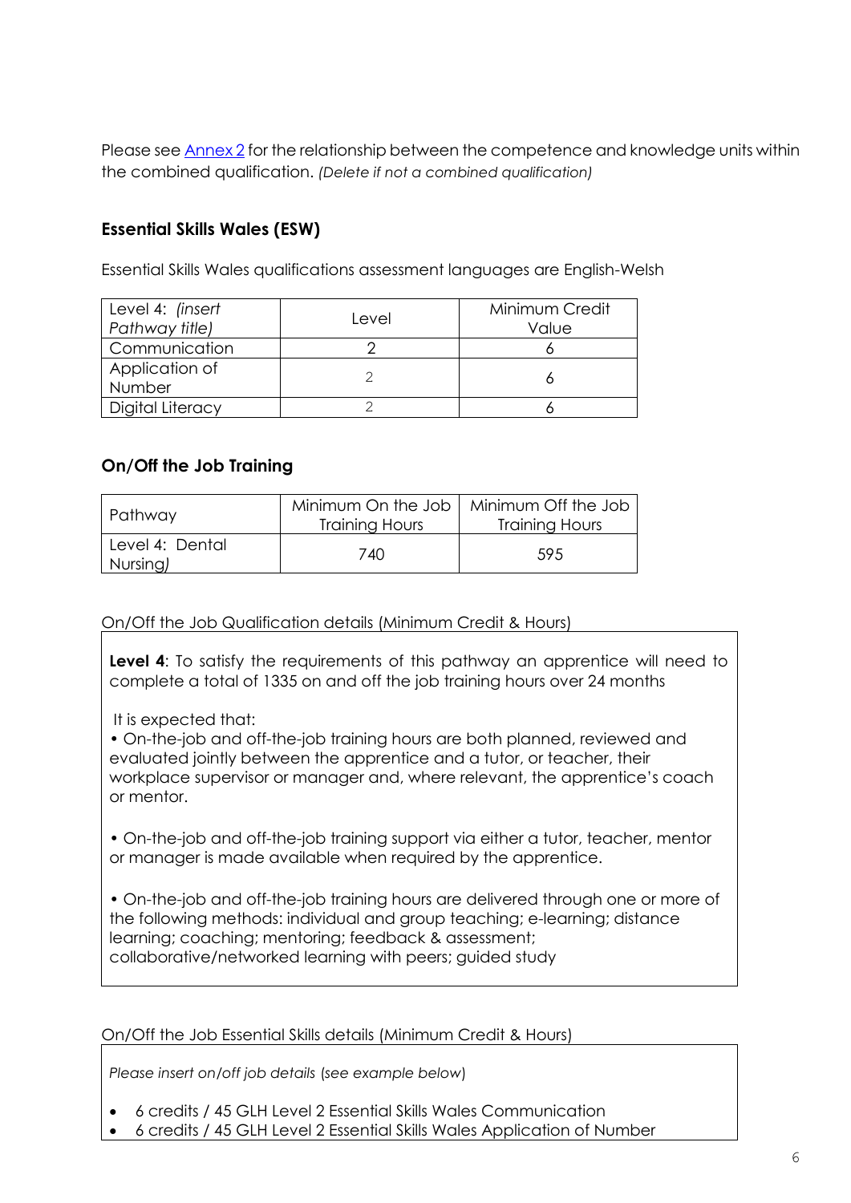Please see [Annex 2](#) for the relationship between the competence and knowledge units within the combined qualification. *(Delete if not a combined qualification)*

### Essential Skills Wales (ESW)

Essential Skills Wales qualifications assessment languages are English-Welsh

| Level 4: *(insert Pathway title)* | Level | Minimum Credit Value |
|---|---|---|
| Communication | 2 | 6 |
| Application of Number | 2 | 6 |
| Digital Literacy | 2 | 6 |

### On/Off the Job Training

| Pathway | Minimum On the Job Training Hours | Minimum Off the Job Training Hours |
|---|---|---|
| Level 4: Dental Nursing) | 740 | 595 |

On/Off the Job Qualification details (Minimum Credit & Hours)

**Level 4**: To satisfy the requirements of this pathway an apprentice will need to complete a total of 1335 on and off the job training hours over 24 months

It is expected that:

- On-the-job and off-the-job training hours are both planned, reviewed and evaluated jointly between the apprentice and a tutor, or teacher, their workplace supervisor or manager and, where relevant, the apprentice's coach or mentor.

- On-the-job and off-the-job training support via either a tutor, teacher, mentor or manager is made available when required by the apprentice.

- On-the-job and off-the-job training hours are delivered through one or more of the following methods: individual and group teaching; e-learning; distance learning; coaching; mentoring; feedback & assessment; collaborative/networked learning with peers; guided study

On/Off the Job Essential Skills details (Minimum Credit & Hours)

*Please insert on/off job details (see example below)*

- 6 credits / 45 GLH Level 2 Essential Skills Wales Communication
- 6 credits / 45 GLH Level 2 Essential Skills Wales Application of Number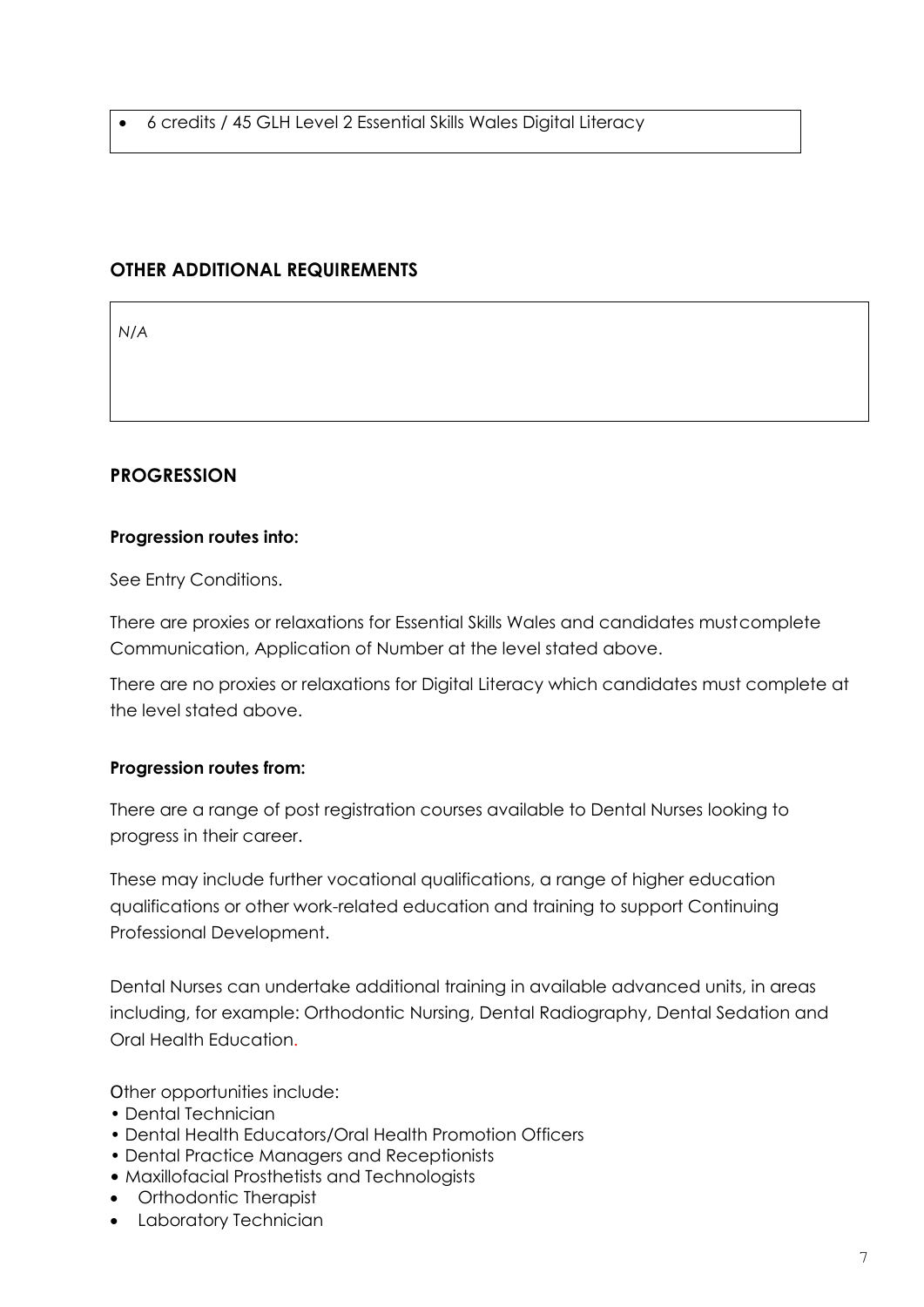- 6 credits / 45 GLH Level 2 Essential Skills Wales Digital Literacy

## OTHER ADDITIONAL REQUIREMENTS

*N/A*

## PROGRESSION

**Progression routes into:**

See Entry Conditions.

There are proxies or relaxations for Essential Skills Wales and candidates mustcomplete Communication, Application of Number at the level stated above.

There are no proxies or relaxations for Digital Literacy which candidates must complete at the level stated above.

**Progression routes from:**

There are a range of post registration courses available to Dental Nurses looking to progress in their career.

These may include further vocational qualifications, a range of higher education qualifications or other work-related education and training to support Continuing Professional Development.

Dental Nurses can undertake additional training in available advanced units, in areas including, for example: Orthodontic Nursing, Dental Radiography, Dental Sedation and Oral Health Education.

Other opportunities include:

- Dental Technician
- Dental Health Educators/Oral Health Promotion Officers
- Dental Practice Managers and Receptionists
- Maxillofacial Prosthetists and Technologists
- Orthodontic Therapist
- Laboratory Technician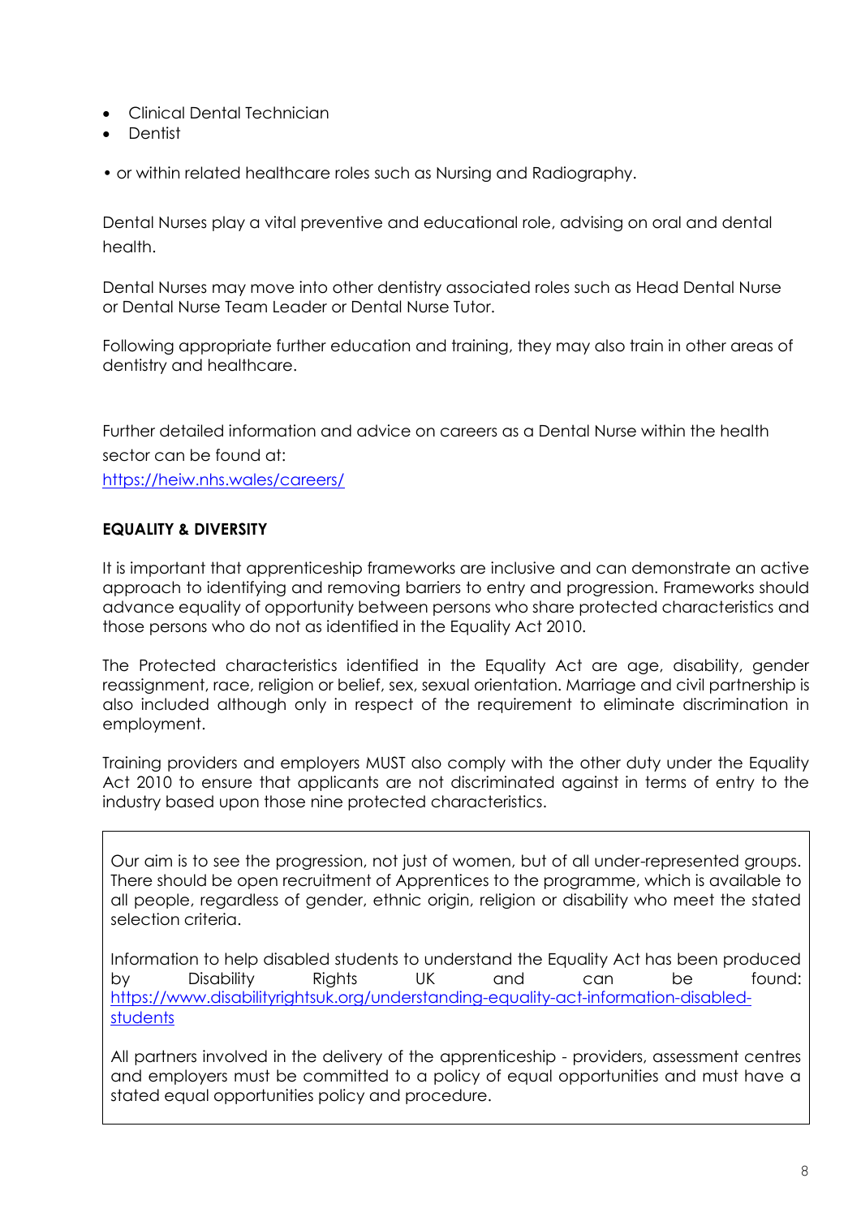- Clinical Dental Technician
- Dentist

• or within related healthcare roles such as Nursing and Radiography.

Dental Nurses play a vital preventive and educational role, advising on oral and dental health.

Dental Nurses may move into other dentistry associated roles such as Head Dental Nurse or Dental Nurse Team Leader or Dental Nurse Tutor.

Following appropriate further education and training, they may also train in other areas of dentistry and healthcare.

Further detailed information and advice on careers as a Dental Nurse within the health sector can be found at:
https://heiw.nhs.wales/careers/

**EQUALITY & DIVERSITY**

It is important that apprenticeship frameworks are inclusive and can demonstrate an active approach to identifying and removing barriers to entry and progression. Frameworks should advance equality of opportunity between persons who share protected characteristics and those persons who do not as identified in the Equality Act 2010.

The Protected characteristics identified in the Equality Act are age, disability, gender reassignment, race, religion or belief, sex, sexual orientation. Marriage and civil partnership is also included although only in respect of the requirement to eliminate discrimination in employment.

Training providers and employers MUST also comply with the other duty under the Equality Act 2010 to ensure that applicants are not discriminated against in terms of entry to the industry based upon those nine protected characteristics.

Our aim is to see the progression, not just of women, but of all under-represented groups. There should be open recruitment of Apprentices to the programme, which is available to all people, regardless of gender, ethnic origin, religion or disability who meet the stated selection criteria.

Information to help disabled students to understand the Equality Act has been produced by Disability Rights UK and can be found: https://www.disabilityrightsuk.org/understanding-equality-act-information-disabled-students

All partners involved in the delivery of the apprenticeship - providers, assessment centres and employers must be committed to a policy of equal opportunities and must have a stated equal opportunities policy and procedure.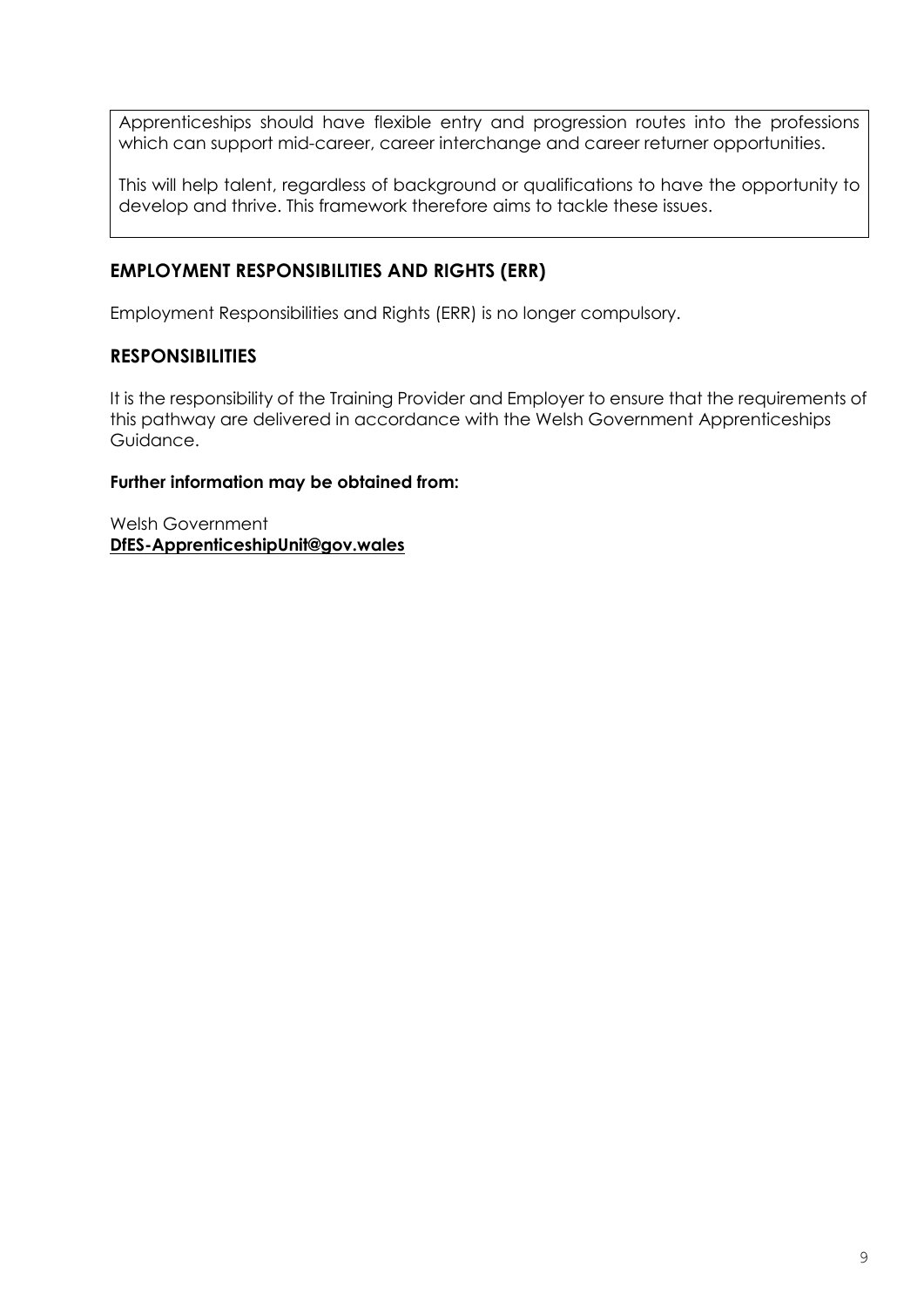Apprenticeships should have flexible entry and progression routes into the professions which can support mid-career, career interchange and career returner opportunities.

This will help talent, regardless of background or qualifications to have the opportunity to develop and thrive. This framework therefore aims to tackle these issues.

## EMPLOYMENT RESPONSIBILITIES AND RIGHTS (ERR)

Employment Responsibilities and Rights (ERR) is no longer compulsory.

## RESPONSIBILITIES

It is the responsibility of the Training Provider and Employer to ensure that the requirements of this pathway are delivered in accordance with the Welsh Government Apprenticeships Guidance.

**Further information may be obtained from:**

Welsh Government
**DfES-ApprenticeshipUnit@gov.wales**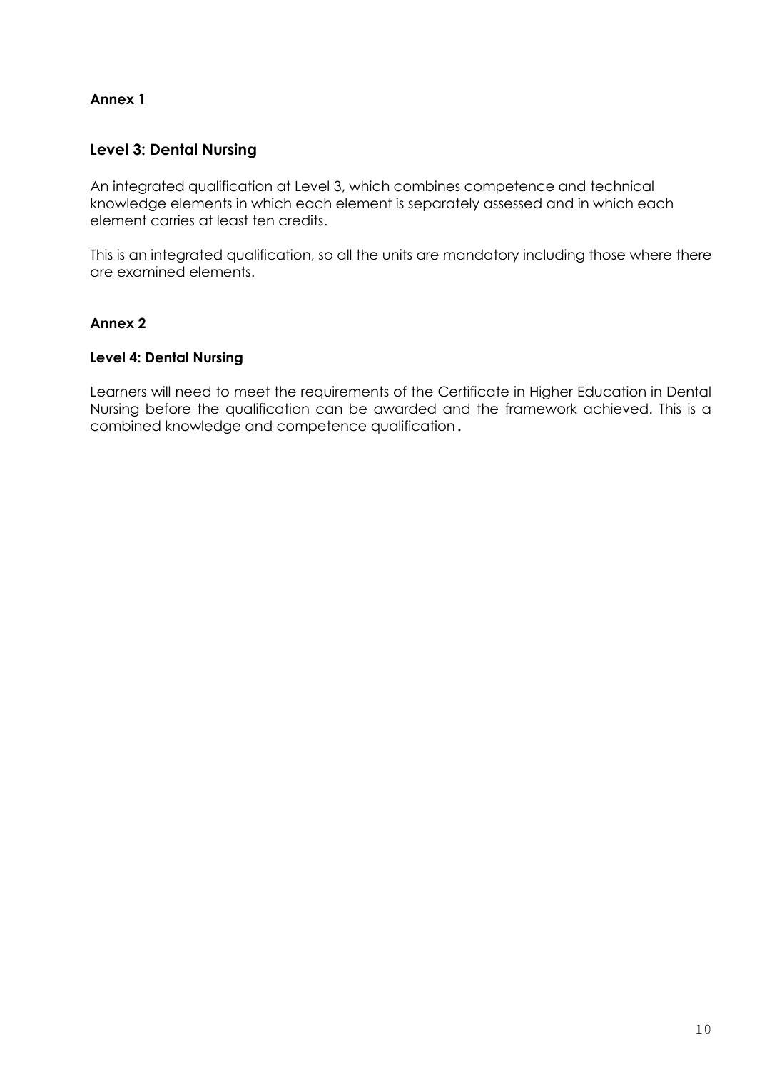**Annex 1**

## Level 3: Dental Nursing

An integrated qualification at Level 3, which combines competence and technical knowledge elements in which each element is separately assessed and in which each element carries at least ten credits.

This is an integrated qualification, so all the units are mandatory including those where there are examined elements.

**Annex 2**

**Level 4: Dental Nursing**

Learners will need to meet the requirements of the Certificate in Higher Education in Dental Nursing before the qualification can be awarded and the framework achieved. This is a combined knowledge and competence qualification.